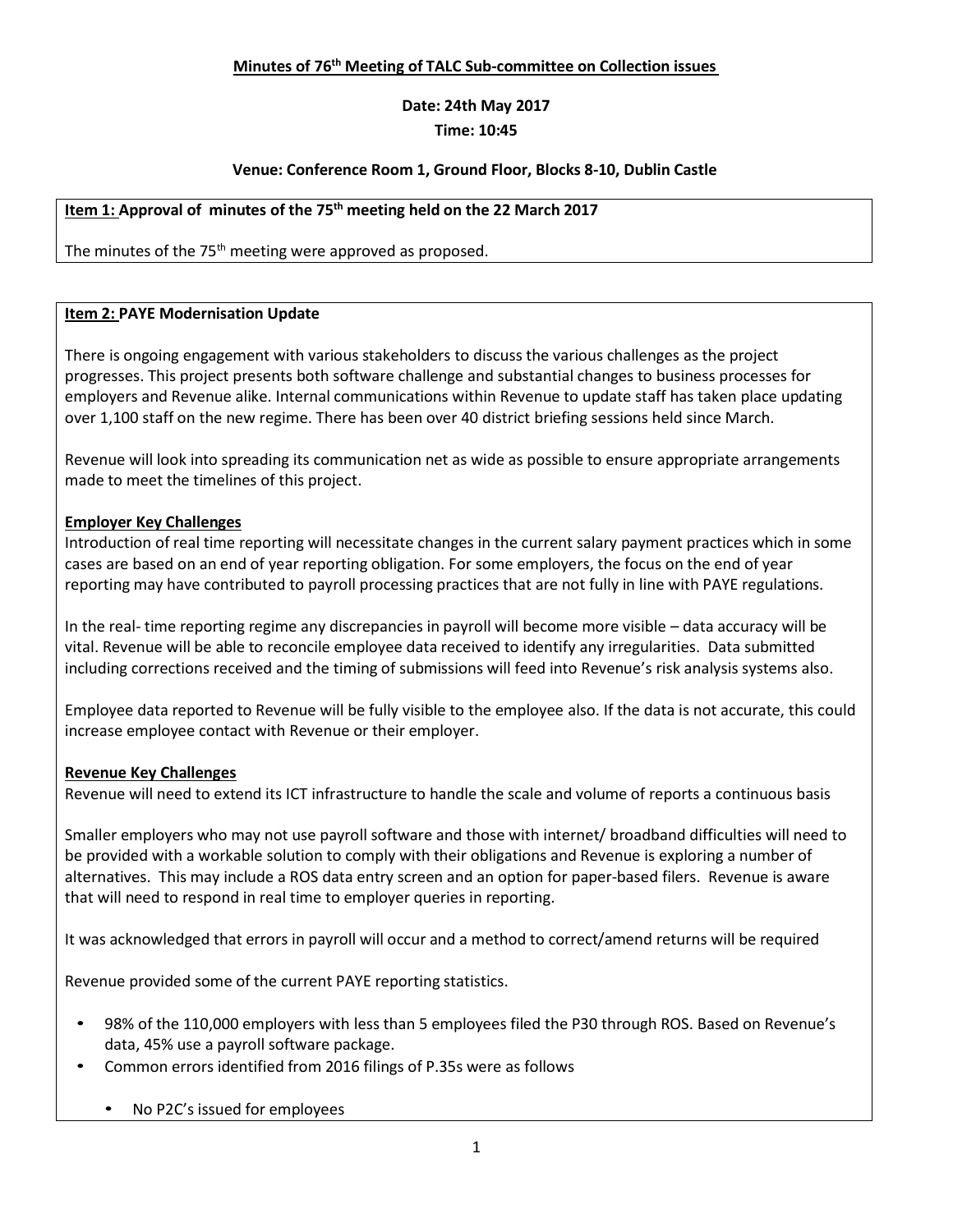**Minutes of 76th Meeting of TALC Sub-committee on Collection issues**

**Date: 24th May 2017**

**Time: 10:45**

**Venue: Conference Room 1, Ground Floor, Blocks 8-10, Dublin Castle**

**Item 1: Approval of minutes of the 75th meeting held on the 22 March 2017**

The minutes of the 75th meeting were approved as proposed.

**Item 2: PAYE Modernisation Update**

There is ongoing engagement with various stakeholders to discuss the various challenges as the project progresses. This project presents both software challenge and substantial changes to business processes for employers and Revenue alike. Internal communications within Revenue to update staff has taken place updating over 1,100 staff on the new regime. There has been over 40 district briefing sessions held since March.

Revenue will look into spreading its communication net as wide as possible to ensure appropriate arrangements made to meet the timelines of this project.

**Employer Key Challenges**

Introduction of real time reporting will necessitate changes in the current salary payment practices which in some cases are based on an end of year reporting obligation. For some employers, the focus on the end of year reporting may have contributed to payroll processing practices that are not fully in line with PAYE regulations.

In the real- time reporting regime any discrepancies in payroll will become more visible – data accuracy will be vital. Revenue will be able to reconcile employee data received to identify any irregularities. Data submitted including corrections received and the timing of submissions will feed into Revenue's risk analysis systems also.

Employee data reported to Revenue will be fully visible to the employee also. If the data is not accurate, this could increase employee contact with Revenue or their employer.

**Revenue Key Challenges**

Revenue will need to extend its ICT infrastructure to handle the scale and volume of reports a continuous basis

Smaller employers who may not use payroll software and those with internet/ broadband difficulties will need to be provided with a workable solution to comply with their obligations and Revenue is exploring a number of alternatives. This may include a ROS data entry screen and an option for paper-based filers. Revenue is aware that will need to respond in real time to employer queries in reporting.

It was acknowledged that errors in payroll will occur and a method to correct/amend returns will be required

Revenue provided some of the current PAYE reporting statistics.

- 98% of the 110,000 employers with less than 5 employees filed the P30 through ROS. Based on Revenue's data, 45% use a payroll software package.
- Common errors identified from 2016 filings of P.35s were as follows
  - No P2C's issued for employees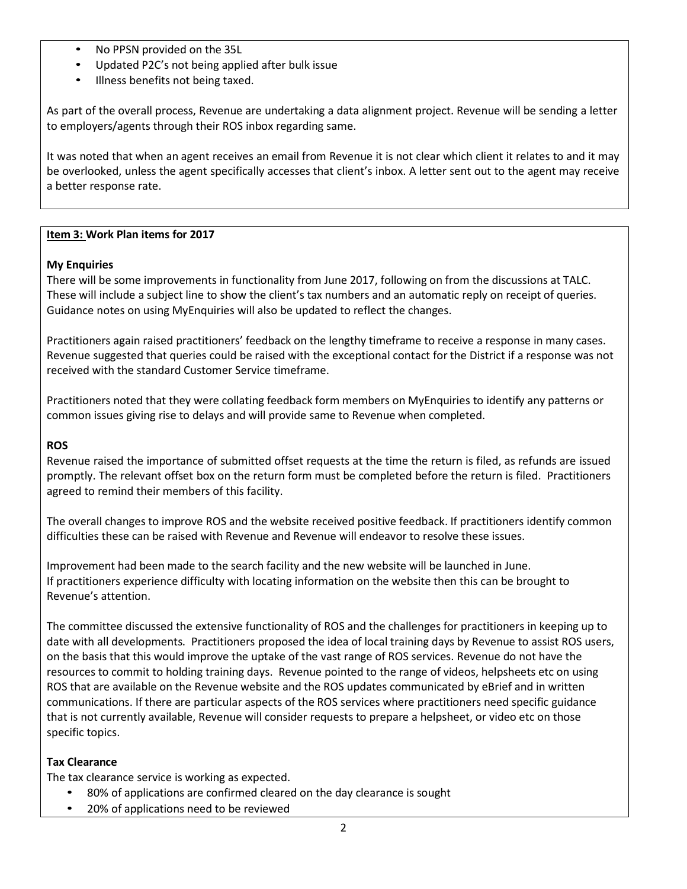- No PPSN provided on the 35L
- Updated P2C's not being applied after bulk issue
- Illness benefits not being taxed.

As part of the overall process, Revenue are undertaking a data alignment project. Revenue will be sending a letter to employers/agents through their ROS inbox regarding same.

It was noted that when an agent receives an email from Revenue it is not clear which client it relates to and it may be overlooked, unless the agent specifically accesses that client's inbox. A letter sent out to the agent may receive a better response rate.

**Item 3: Work Plan items for 2017**

**My Enquiries**

There will be some improvements in functionality from June 2017, following on from the discussions at TALC. These will include a subject line to show the client's tax numbers and an automatic reply on receipt of queries. Guidance notes on using MyEnquiries will also be updated to reflect the changes.

Practitioners again raised practitioners' feedback on the lengthy timeframe to receive a response in many cases. Revenue suggested that queries could be raised with the exceptional contact for the District if a response was not received with the standard Customer Service timeframe.

Practitioners noted that they were collating feedback form members on MyEnquiries to identify any patterns or common issues giving rise to delays and will provide same to Revenue when completed.

**ROS**

Revenue raised the importance of submitted offset requests at the time the return is filed, as refunds are issued promptly. The relevant offset box on the return form must be completed before the return is filed. Practitioners agreed to remind their members of this facility.

The overall changes to improve ROS and the website received positive feedback. If practitioners identify common difficulties these can be raised with Revenue and Revenue will endeavor to resolve these issues.

Improvement had been made to the search facility and the new website will be launched in June.
If practitioners experience difficulty with locating information on the website then this can be brought to Revenue's attention.

The committee discussed the extensive functionality of ROS and the challenges for practitioners in keeping up to date with all developments. Practitioners proposed the idea of local training days by Revenue to assist ROS users, on the basis that this would improve the uptake of the vast range of ROS services. Revenue do not have the resources to commit to holding training days. Revenue pointed to the range of videos, helpsheets etc on using ROS that are available on the Revenue website and the ROS updates communicated by eBrief and in written communications. If there are particular aspects of the ROS services where practitioners need specific guidance that is not currently available, Revenue will consider requests to prepare a helpsheet, or video etc on those specific topics.

**Tax Clearance**

The tax clearance service is working as expected.

- 80% of applications are confirmed cleared on the day clearance is sought
- 20% of applications need to be reviewed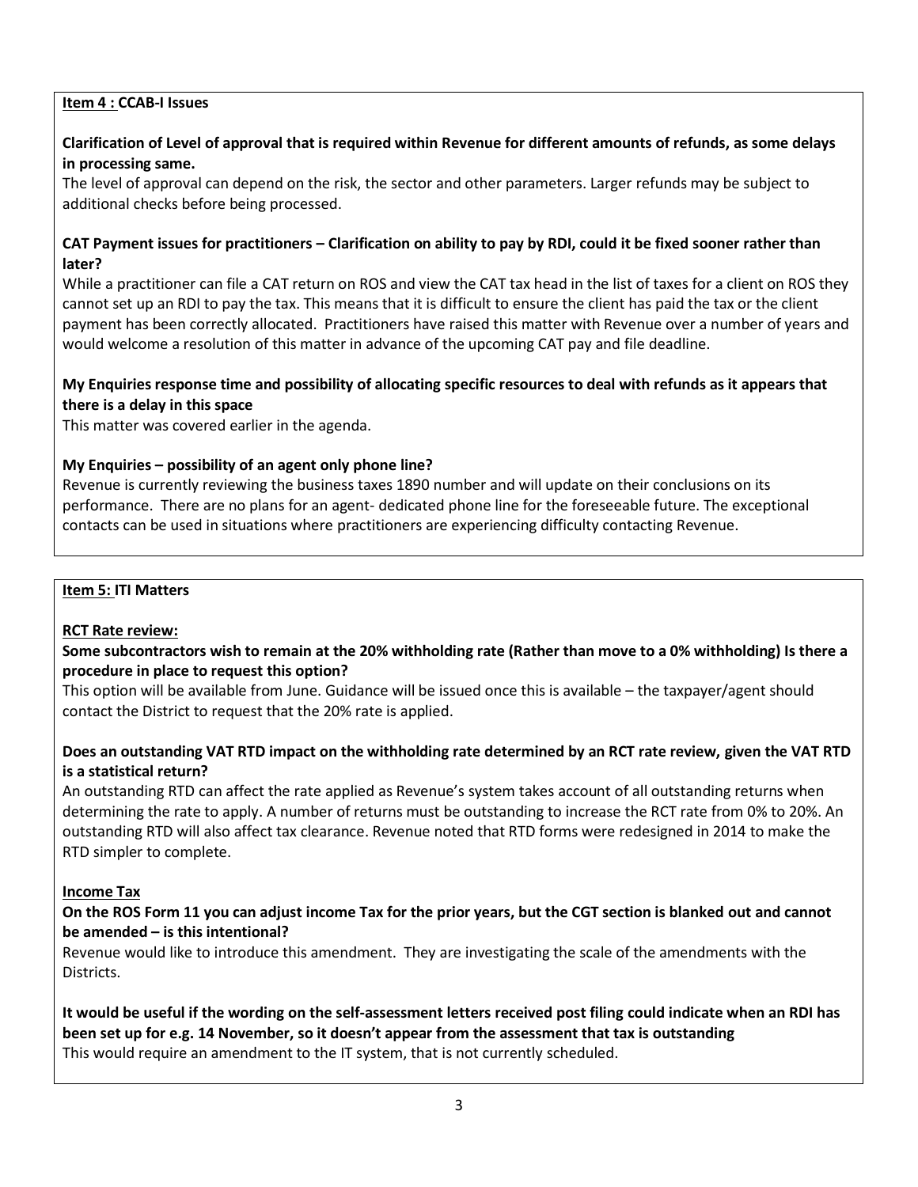**Item 4 : CCAB-I Issues**

**Clarification of Level of approval that is required within Revenue for different amounts of refunds, as some delays in processing same.**

The level of approval can depend on the risk, the sector and other parameters. Larger refunds may be subject to additional checks before being processed.

**CAT Payment issues for practitioners – Clarification on ability to pay by RDI, could it be fixed sooner rather than later?**

While a practitioner can file a CAT return on ROS and view the CAT tax head in the list of taxes for a client on ROS they cannot set up an RDI to pay the tax. This means that it is difficult to ensure the client has paid the tax or the client payment has been correctly allocated. Practitioners have raised this matter with Revenue over a number of years and would welcome a resolution of this matter in advance of the upcoming CAT pay and file deadline.

**My Enquiries response time and possibility of allocating specific resources to deal with refunds as it appears that there is a delay in this space**

This matter was covered earlier in the agenda.

**My Enquiries – possibility of an agent only phone line?**

Revenue is currently reviewing the business taxes 1890 number and will update on their conclusions on its performance. There are no plans for an agent- dedicated phone line for the foreseeable future. The exceptional contacts can be used in situations where practitioners are experiencing difficulty contacting Revenue.

**Item 5: ITI Matters**

**RCT Rate review:**

**Some subcontractors wish to remain at the 20% withholding rate (Rather than move to a 0% withholding) Is there a procedure in place to request this option?**

This option will be available from June. Guidance will be issued once this is available – the taxpayer/agent should contact the District to request that the 20% rate is applied.

**Does an outstanding VAT RTD impact on the withholding rate determined by an RCT rate review, given the VAT RTD is a statistical return?**

An outstanding RTD can affect the rate applied as Revenue's system takes account of all outstanding returns when determining the rate to apply. A number of returns must be outstanding to increase the RCT rate from 0% to 20%. An outstanding RTD will also affect tax clearance. Revenue noted that RTD forms were redesigned in 2014 to make the RTD simpler to complete.

**Income Tax**

**On the ROS Form 11 you can adjust income Tax for the prior years, but the CGT section is blanked out and cannot be amended – is this intentional?**

Revenue would like to introduce this amendment. They are investigating the scale of the amendments with the Districts.

**It would be useful if the wording on the self-assessment letters received post filing could indicate when an RDI has been set up for e.g. 14 November, so it doesn't appear from the assessment that tax is outstanding**

This would require an amendment to the IT system, that is not currently scheduled.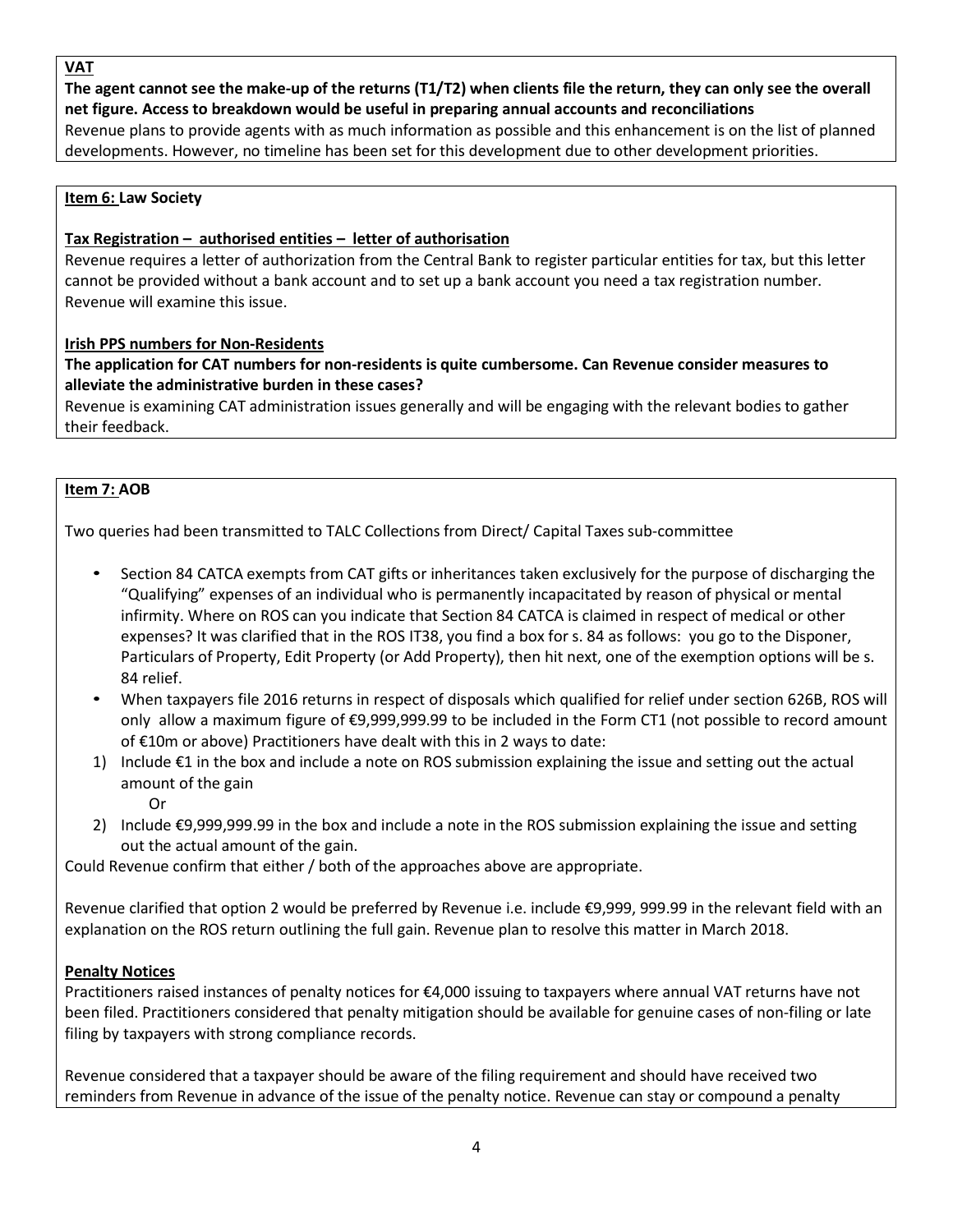**VAT**

**The agent cannot see the make-up of the returns (T1/T2) when clients file the return, they can only see the overall net figure. Access to breakdown would be useful in preparing annual accounts and reconciliations**

Revenue plans to provide agents with as much information as possible and this enhancement is on the list of planned developments. However, no timeline has been set for this development due to other development priorities.

**Item 6: Law Society**

**Tax Registration – authorised entities – letter of authorisation**

Revenue requires a letter of authorization from the Central Bank to register particular entities for tax, but this letter cannot be provided without a bank account and to set up a bank account you need a tax registration number. Revenue will examine this issue.

**Irish PPS numbers for Non-Residents**

**The application for CAT numbers for non-residents is quite cumbersome. Can Revenue consider measures to alleviate the administrative burden in these cases?**

Revenue is examining CAT administration issues generally and will be engaging with the relevant bodies to gather their feedback.

**Item 7: AOB**

Two queries had been transmitted to TALC Collections from Direct/ Capital Taxes sub-committee

- Section 84 CATCA exempts from CAT gifts or inheritances taken exclusively for the purpose of discharging the "Qualifying" expenses of an individual who is permanently incapacitated by reason of physical or mental infirmity. Where on ROS can you indicate that Section 84 CATCA is claimed in respect of medical or other expenses? It was clarified that in the ROS IT38, you find a box for s. 84 as follows: you go to the Disponer, Particulars of Property, Edit Property (or Add Property), then hit next, one of the exemption options will be s. 84 relief.
- When taxpayers file 2016 returns in respect of disposals which qualified for relief under section 626B, ROS will only allow a maximum figure of €9,999,999.99 to be included in the Form CT1 (not possible to record amount of €10m or above) Practitioners have dealt with this in 2 ways to date:

1) Include €1 in the box and include a note on ROS submission explaining the issue and setting out the actual amount of the gain

   Or

2) Include €9,999,999.99 in the box and include a note in the ROS submission explaining the issue and setting out the actual amount of the gain.

Could Revenue confirm that either / both of the approaches above are appropriate.

Revenue clarified that option 2 would be preferred by Revenue i.e. include €9,999, 999.99 in the relevant field with an explanation on the ROS return outlining the full gain. Revenue plan to resolve this matter in March 2018.

**Penalty Notices**

Practitioners raised instances of penalty notices for €4,000 issuing to taxpayers where annual VAT returns have not been filed. Practitioners considered that penalty mitigation should be available for genuine cases of non-filing or late filing by taxpayers with strong compliance records.

Revenue considered that a taxpayer should be aware of the filing requirement and should have received two reminders from Revenue in advance of the issue of the penalty notice. Revenue can stay or compound a penalty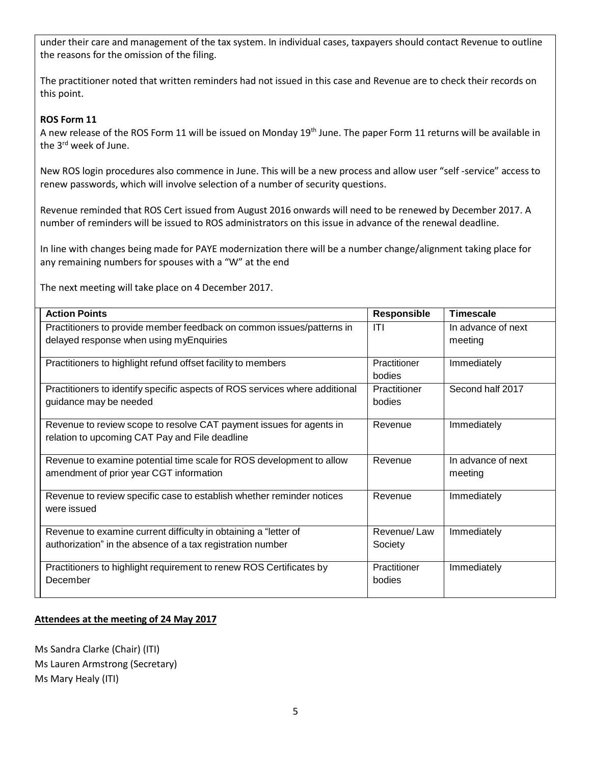under their care and management of the tax system. In individual cases, taxpayers should contact Revenue to outline the reasons for the omission of the filing.

The practitioner noted that written reminders had not issued in this case and Revenue are to check their records on this point.

**ROS Form 11**

A new release of the ROS Form 11 will be issued on Monday 19th June. The paper Form 11 returns will be available in the 3rd week of June.

New ROS login procedures also commence in June. This will be a new process and allow user "self -service" access to renew passwords, which will involve selection of a number of security questions.

Revenue reminded that ROS Cert issued from August 2016 onwards will need to be renewed by December 2017. A number of reminders will be issued to ROS administrators on this issue in advance of the renewal deadline.

In line with changes being made for PAYE modernization there will be a number change/alignment taking place for any remaining numbers for spouses with a "W" at the end

The next meeting will take place on 4 December 2017.

| Action Points | Responsible | Timescale |
|---|---|---|
| Practitioners to provide member feedback on common issues/patterns in delayed response when using myEnquiries | ITI | In advance of next meeting |
| Practitioners to highlight refund offset facility to members | Practitioner bodies | Immediately |
| Practitioners to identify specific aspects of ROS services where additional guidance may be needed | Practitioner bodies | Second half 2017 |
| Revenue to review scope to resolve CAT payment issues for agents in relation to upcoming CAT Pay and File deadline | Revenue | Immediately |
| Revenue to examine potential time scale for ROS development to allow amendment of prior year CGT information | Revenue | In advance of next meeting |
| Revenue to review specific case to establish whether reminder notices were issued | Revenue | Immediately |
| Revenue to examine current difficulty in obtaining a "letter of authorization" in the absence of a tax registration number | Revenue/ Law Society | Immediately |
| Practitioners to highlight requirement to renew ROS Certificates by December | Practitioner bodies | Immediately |

**Attendees at the meeting of 24 May 2017**

Ms Sandra Clarke (Chair) (ITI)
Ms Lauren Armstrong (Secretary)
Ms Mary Healy (ITI)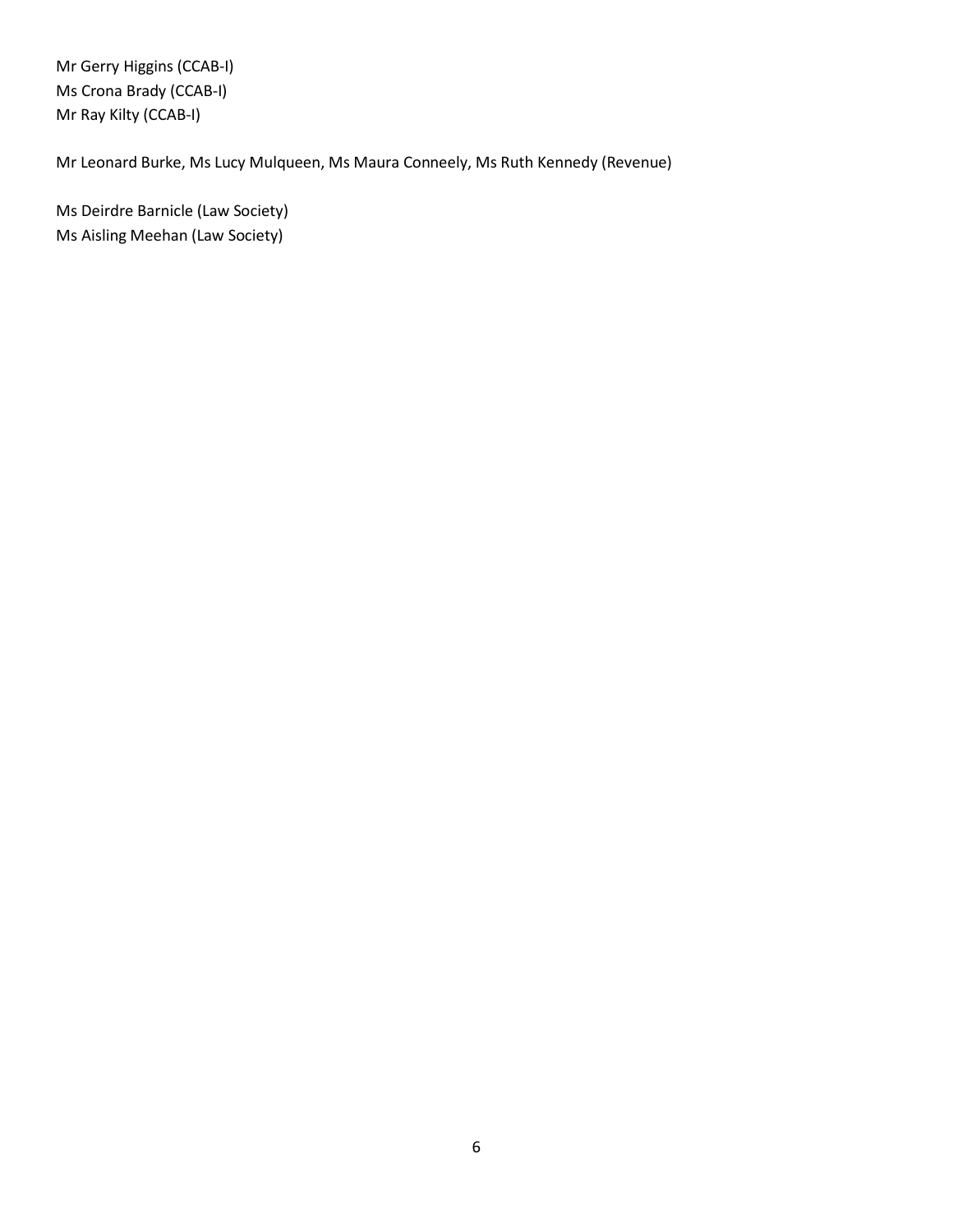Mr Gerry Higgins (CCAB-I)
Ms Crona Brady (CCAB-I)
Mr Ray Kilty (CCAB-I)

Mr Leonard Burke, Ms Lucy Mulqueen, Ms Maura Conneely, Ms Ruth Kennedy (Revenue)

Ms Deirdre Barnicle (Law Society)
Ms Aisling Meehan (Law Society)